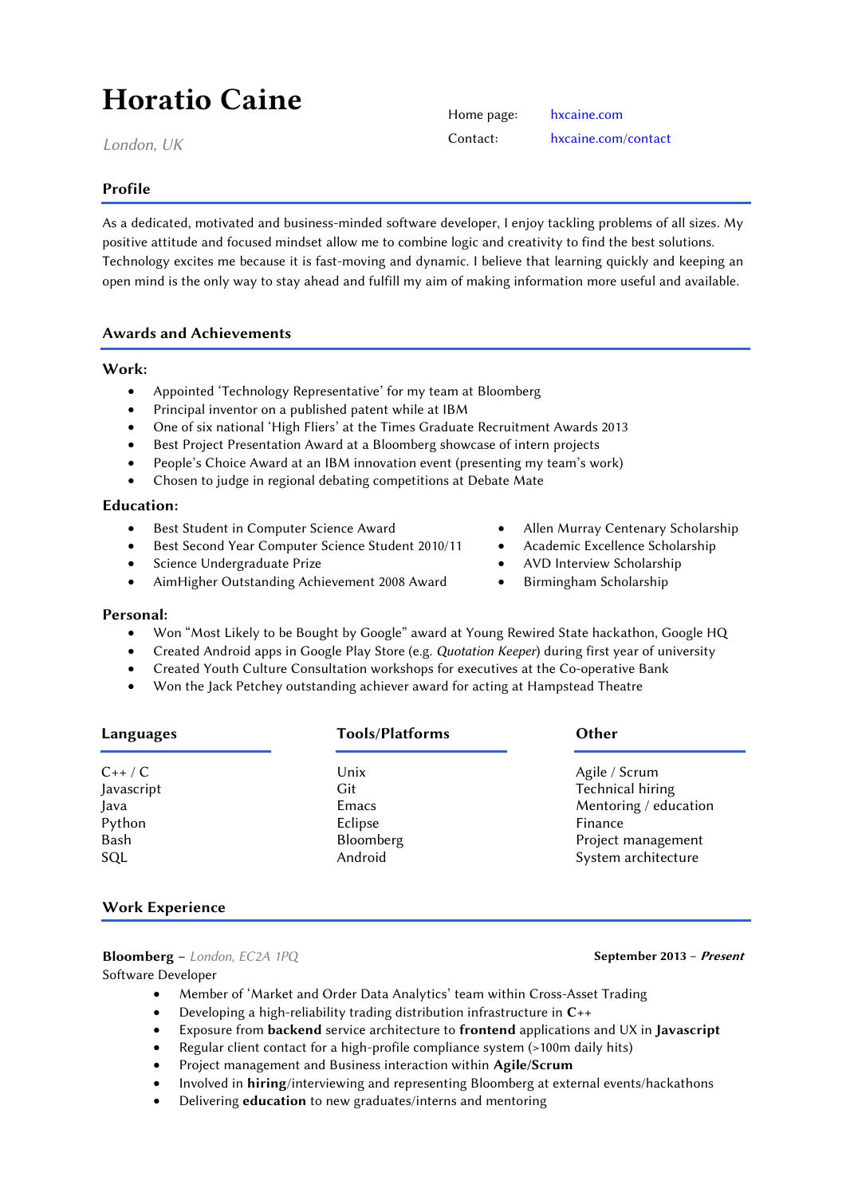# Horatio Caine

*London, UK*

Home page: hxcaine.com
Contact: hxcaine.com/contact

## Profile

As a dedicated, motivated and business-minded software developer, I enjoy tackling problems of all sizes. My positive attitude and focused mindset allow me to combine logic and creativity to find the best solutions. Technology excites me because it is fast-moving and dynamic. I believe that learning quickly and keeping an open mind is the only way to stay ahead and fulfill my aim of making information more useful and available.

## Awards and Achievements

### Work:

- Appointed 'Technology Representative' for my team at Bloomberg
- Principal inventor on a published patent while at IBM
- One of six national 'High Fliers' at the Times Graduate Recruitment Awards 2013
- Best Project Presentation Award at a Bloomberg showcase of intern projects
- People's Choice Award at an IBM innovation event (presenting my team's work)
- Chosen to judge in regional debating competitions at Debate Mate

### Education:

- Best Student in Computer Science Award
- Best Second Year Computer Science Student 2010/11
- Science Undergraduate Prize
- AimHigher Outstanding Achievement 2008 Award
- Allen Murray Centenary Scholarship
- Academic Excellence Scholarship
- AVD Interview Scholarship
- Birmingham Scholarship

### Personal:

- Won "Most Likely to be Bought by Google" award at Young Rewired State hackathon, Google HQ
- Created Android apps in Google Play Store (e.g. *Quotation Keeper*) during first year of university
- Created Youth Culture Consultation workshops for executives at the Co-operative Bank
- Won the Jack Petchey outstanding achiever award for acting at Hampstead Theatre

| Languages | Tools/Platforms | Other |
|---|---|---|
| C++ / C | Unix | Agile / Scrum |
| Javascript | Git | Technical hiring |
| Java | Emacs | Mentoring / education |
| Python | Eclipse | Finance |
| Bash | Bloomberg | Project management |
| SQL | Android | System architecture |

## Work Experience

**Bloomberg** – *London, EC2A 1PQ* **September 2013 – *Present***

Software Developer

- Member of 'Market and Order Data Analytics' team within Cross-Asset Trading
- Developing a high-reliability trading distribution infrastructure in **C++**
- Exposure from **backend** service architecture to **frontend** applications and UX in **Javascript**
- Regular client contact for a high-profile compliance system (>100m daily hits)
- Project management and Business interaction within **Agile/Scrum**
- Involved in **hiring**/interviewing and representing Bloomberg at external events/hackathons
- Delivering **education** to new graduates/interns and mentoring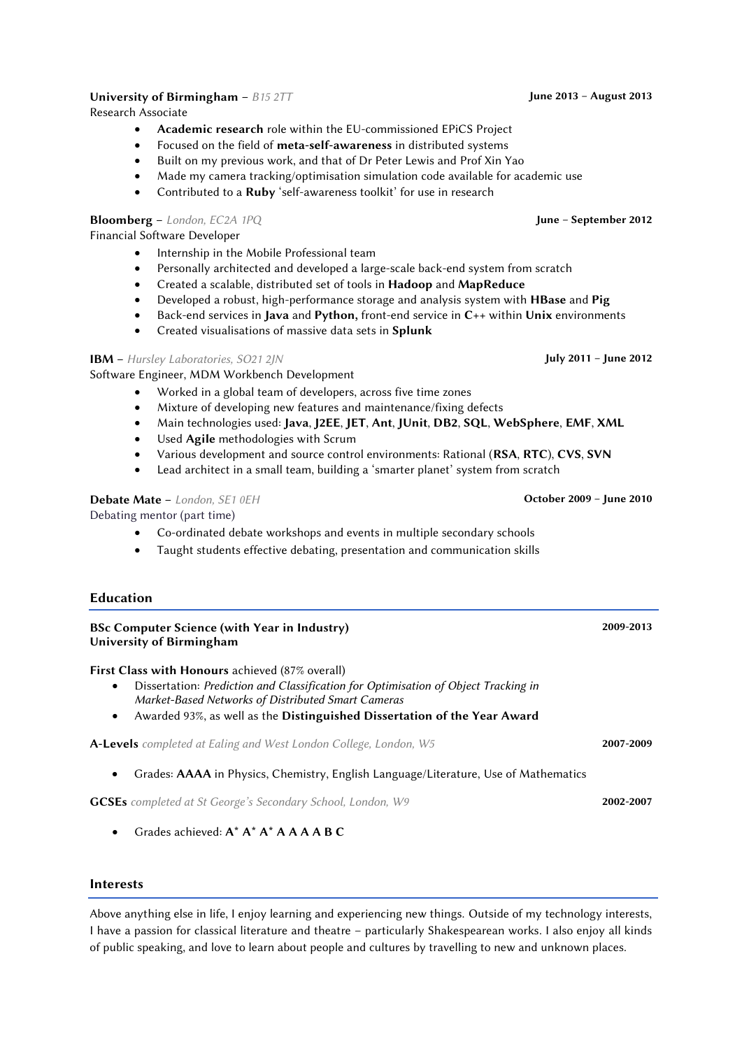**University of Birmingham** – *B15 2TT* **June 2013 – August 2013**

Research Associate

- **Academic research** role within the EU-commissioned EPiCS Project
- Focused on the field of **meta-self-awareness** in distributed systems
- Built on my previous work, and that of Dr Peter Lewis and Prof Xin Yao
- Made my camera tracking/optimisation simulation code available for academic use
- Contributed to a **Ruby** 'self-awareness toolkit' for use in research

**Bloomberg** – *London, EC2A 1PQ* **June – September 2012**

Financial Software Developer

- Internship in the Mobile Professional team
- Personally architected and developed a large-scale back-end system from scratch
- Created a scalable, distributed set of tools in **Hadoop** and **MapReduce**
- Developed a robust, high-performance storage and analysis system with **HBase** and **Pig**
- Back-end services in **Java** and **Python,** front-end service in **C++** within **Unix** environments
- Created visualisations of massive data sets in **Splunk**

**IBM** – *Hursley Laboratories, SO21 2JN* **July 2011 – June 2012**

Software Engineer, MDM Workbench Development

- Worked in a global team of developers, across five time zones
- Mixture of developing new features and maintenance/fixing defects
- Main technologies used: **Java**, **J2EE**, **JET**, **Ant**, **JUnit**, **DB2**, **SQL**, **WebSphere**, **EMF**, **XML**
- Used **Agile** methodologies with Scrum
- Various development and source control environments: Rational (**RSA**, **RTC**), **CVS**, **SVN**
- Lead architect in a small team, building a 'smarter planet' system from scratch

**Debate Mate** – *London, SE1 0EH* **October 2009 – June 2010**

Debating mentor (part time)

- Co-ordinated debate workshops and events in multiple secondary schools
- Taught students effective debating, presentation and communication skills

## Education

**BSc Computer Science (with Year in Industry)** **2009-2013**
**University of Birmingham**

**First Class with Honours** achieved (87% overall)

- Dissertation: *Prediction and Classification for Optimisation of Object Tracking in Market-Based Networks of Distributed Smart Cameras*
- Awarded 93%, as well as the **Distinguished Dissertation of the Year Award**

**A-Levels** *completed at Ealing and West London College, London, W5* **2007-2009**

- Grades: **AAAA** in Physics, Chemistry, English Language/Literature, Use of Mathematics

**GCSEs** *completed at St George's Secondary School, London, W9* **2002-2007**

- Grades achieved: **A\* A\* A\* A A A A B C**

## Interests

Above anything else in life, I enjoy learning and experiencing new things. Outside of my technology interests, I have a passion for classical literature and theatre – particularly Shakespearean works. I also enjoy all kinds of public speaking, and love to learn about people and cultures by travelling to new and unknown places.